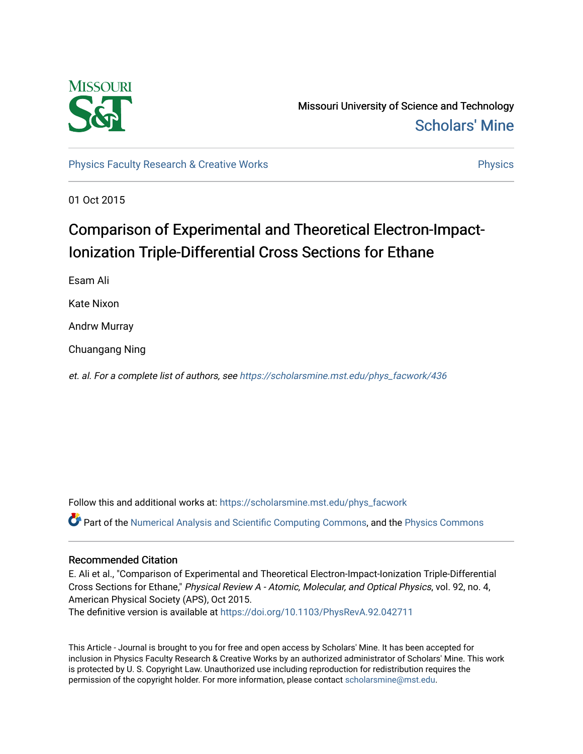Missouri University of Science and Technology

Scholars' Mine

Physics Faculty Research & Creative Works

Physics

01 Oct 2015

# Comparison of Experimental and Theoretical Electron-Impact-Ionization Triple-Differential Cross Sections for Ethane

Esam Ali

Kate Nixon

Andrw Murray

Chuangang Ning

*et. al. For a complete list of authors, see https://scholarsmine.mst.edu/phys_facwork/436*

Follow this and additional works at: https://scholarsmine.mst.edu/phys_facwork

Part of the Numerical Analysis and Scientific Computing Commons, and the Physics Commons

## Recommended Citation

E. Ali et al., "Comparison of Experimental and Theoretical Electron-Impact-Ionization Triple-Differential Cross Sections for Ethane," *Physical Review A - Atomic, Molecular, and Optical Physics*, vol. 92, no. 4, American Physical Society (APS), Oct 2015.

The definitive version is available at https://doi.org/10.1103/PhysRevA.92.042711

This Article - Journal is brought to you for free and open access by Scholars' Mine. It has been accepted for inclusion in Physics Faculty Research & Creative Works by an authorized administrator of Scholars' Mine. This work is protected by U. S. Copyright Law. Unauthorized use including reproduction for redistribution requires the permission of the copyright holder. For more information, please contact scholarsmine@mst.edu.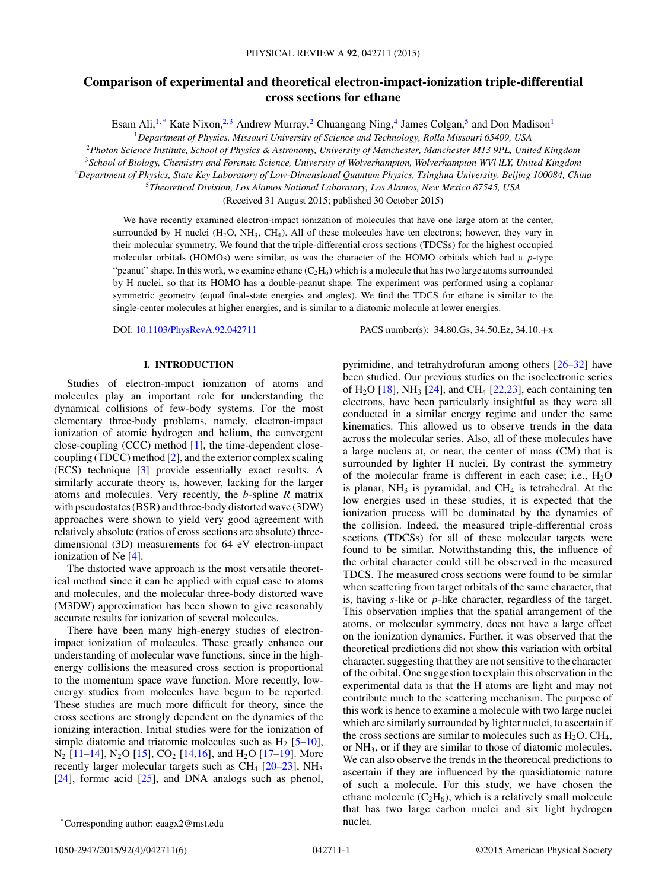# Comparison of experimental and theoretical electron-impact-ionization triple-differential cross sections for ethane

Esam Ali,[1,*] Kate Nixon,[2,3] Andrew Murray,[2] Chuangang Ning,[4] James Colgan,[5] and Don Madison[1]

[1]*Department of Physics, Missouri University of Science and Technology, Rolla Missouri 65409, USA*

[2]*Photon Science Institute, School of Physics & Astronomy, University of Manchester, Manchester M13 9PL, United Kingdom*

[3]*School of Biology, Chemistry and Forensic Science, University of Wolverhampton, Wolverhampton WVl lLY, United Kingdom*

[4]*Department of Physics, State Key Laboratory of Low-Dimensional Quantum Physics, Tsinghua University, Beijing 100084, China*

[5]*Theoretical Division, Los Alamos National Laboratory, Los Alamos, New Mexico 87545, USA*

(Received 31 August 2015; published 30 October 2015)

We have recently examined electron-impact ionization of molecules that have one large atom at the center, surrounded by H nuclei ($H_2O$, $NH_3$, $CH_4$). All of these molecules have ten electrons; however, they vary in their molecular symmetry. We found that the triple-differential cross sections (TDCSs) for the highest occupied molecular orbitals (HOMOs) were similar, as was the character of the HOMO orbitals which had a *p*-type "peanut" shape. In this work, we examine ethane ($C_2H_6$) which is a molecule that has two large atoms surrounded by H nuclei, so that its HOMO has a double-peanut shape. The experiment was performed using a coplanar symmetric geometry (equal final-state energies and angles). We find the TDCS for ethane is similar to the single-center molecules at higher energies, and is similar to a diatomic molecule at lower energies.

DOI: 10.1103/PhysRevA.92.042711 PACS number(s): 34.80.Gs, 34.50.Ez, 34.10.+x

## I. INTRODUCTION

Studies of electron-impact ionization of atoms and molecules play an important role for understanding the dynamical collisions of few-body systems. For the most elementary three-body problems, namely, electron-impact ionization of atomic hydrogen and helium, the convergent close-coupling (CCC) method [1], the time-dependent close-coupling (TDCC) method [2], and the exterior complex scaling (ECS) technique [3] provide essentially exact results. A similarly accurate theory is, however, lacking for the larger atoms and molecules. Very recently, the *b*-spline *R* matrix with pseudostates (BSR) and three-body distorted wave (3DW) approaches were shown to yield very good agreement with relatively absolute (ratios of cross sections are absolute) three-dimensional (3D) measurements for 64 eV electron-impact ionization of Ne [4].

The distorted wave approach is the most versatile theoretical method since it can be applied with equal ease to atoms and molecules, and the molecular three-body distorted wave (M3DW) approximation has been shown to give reasonably accurate results for ionization of several molecules.

There have been many high-energy studies of electron-impact ionization of molecules. These greatly enhance our understanding of molecular wave functions, since in the high-energy collisions the measured cross section is proportional to the momentum space wave function. More recently, low-energy studies from molecules have begun to be reported. These studies are much more difficult for theory, since the cross sections are strongly dependent on the dynamics of the ionizing interaction. Initial studies were for the ionization of simple diatomic and triatomic molecules such as $H_2$ [5–10], $N_2$ [11–14], $N_2O$ [15], $CO_2$ [14,16], and $H_2O$ [17–19]. More recently larger molecular targets such as $CH_4$ [20–23], $NH_3$ [24], formic acid [25], and DNA analogs such as phenol, pyrimidine, and tetrahydrofuran among others [26–32] have been studied. Our previous studies on the isoelectronic series of $H_2O$ [18], $NH_3$ [24], and $CH_4$ [22,23], each containing ten electrons, have been particularly insightful as they were all conducted in a similar energy regime and under the same kinematics. This allowed us to observe trends in the data across the molecular series. Also, all of these molecules have a large nucleus at, or near, the center of mass (CM) that is surrounded by lighter H nuclei. By contrast the symmetry of the molecular frame is different in each case; i.e., $H_2O$ is planar, $NH_3$ is pyramidal, and $CH_4$ is tetrahedral. At the low energies used in these studies, it is expected that the ionization process will be dominated by the dynamics of the collision. Indeed, the measured triple-differential cross sections (TDCSs) for all of these molecular targets were found to be similar. Notwithstanding this, the influence of the orbital character could still be observed in the measured TDCS. The measured cross sections were found to be similar when scattering from target orbitals of the same character, that is, having *s*-like or *p*-like character, regardless of the target. This observation implies that the spatial arrangement of the atoms, or molecular symmetry, does not have a large effect on the ionization dynamics. Further, it was observed that the theoretical predictions did not show this variation with orbital character, suggesting that they are not sensitive to the character of the orbital. One suggestion to explain this observation in the experimental data is that the H atoms are light and may not contribute much to the scattering mechanism. The purpose of this work is hence to examine a molecule with two large nuclei which are similarly surrounded by lighter nuclei, to ascertain if the cross sections are similar to molecules such as $H_2O$, $CH_4$, or $NH_3$, or if they are similar to those of diatomic molecules. We can also observe the trends in the theoretical predictions to ascertain if they are influenced by the quasidiatomic nature of such a molecule. For this study, we have chosen the ethane molecule ($C_2H_6$), which is a relatively small molecule that has two large carbon nuclei and six light hydrogen nuclei.

*Corresponding author: eaagx2@mst.edu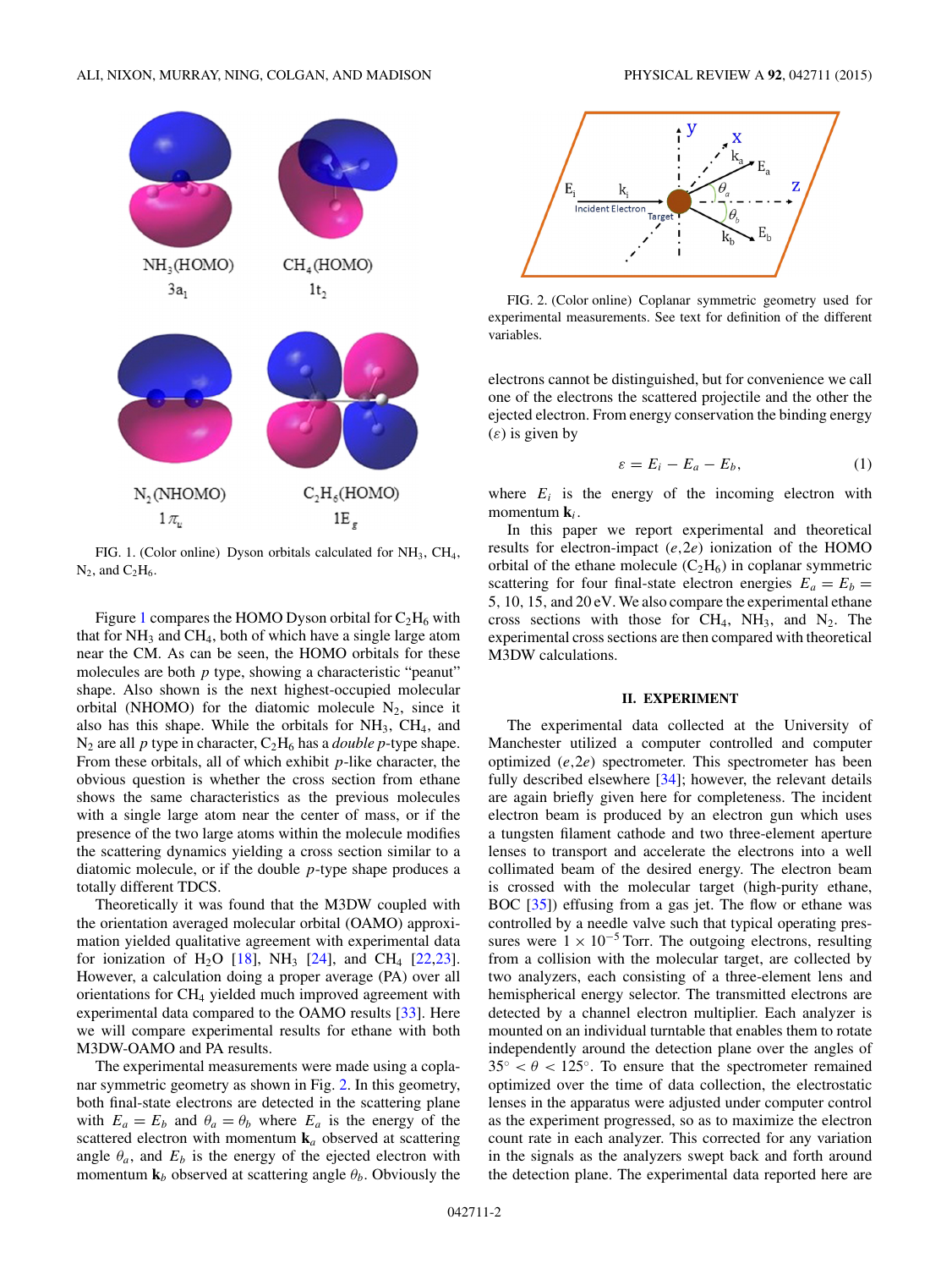FIG. 1. (Color online) Dyson orbitals calculated for $NH_3$, $CH_4$, $N_2$, and $C_2H_6$.

Figure 1 compares the HOMO Dyson orbital for $C_2H_6$ with that for $NH_3$ and $CH_4$, both of which have a single large atom near the CM. As can be seen, the HOMO orbitals for these molecules are both *p* type, showing a characteristic "peanut" shape. Also shown is the next highest-occupied molecular orbital (NHOMO) for the diatomic molecule $N_2$, since it also has this shape. While the orbitals for $NH_3$, $CH_4$, and $N_2$ are all *p* type in character, $C_2H_6$ has a *double p*-type shape. From these orbitals, all of which exhibit *p*-like character, the obvious question is whether the cross section from ethane shows the same characteristics as the previous molecules with a single large atom near the center of mass, or if the presence of the two large atoms within the molecule modifies the scattering dynamics yielding a cross section similar to a diatomic molecule, or if the double *p*-type shape produces a totally different TDCS.

Theoretically it was found that the M3DW coupled with the orientation averaged molecular orbital (OAMO) approximation yielded qualitative agreement with experimental data for ionization of $H_2O$ [18], $NH_3$ [24], and $CH_4$ [22,23]. However, a calculation doing a proper average (PA) over all orientations for $CH_4$ yielded much improved agreement with experimental data compared to the OAMO results [33]. Here we will compare experimental results for ethane with both M3DW-OAMO and PA results.

The experimental measurements were made using a coplanar symmetric geometry as shown in Fig. 2. In this geometry, both final-state electrons are detected in the scattering plane with $E_a = E_b$ and $\theta_a = \theta_b$ where $E_a$ is the energy of the scattered electron with momentum $\mathbf{k}_a$ observed at scattering angle $\theta_a$, and $E_b$ is the energy of the ejected electron with momentum $\mathbf{k}_b$ observed at scattering angle $\theta_b$. Obviously the electrons cannot be distinguished, but for convenience we call one of the electrons the scattered projectile and the other the ejected electron. From energy conservation the binding energy ($\varepsilon$) is given by

$$\varepsilon = E_i - E_a - E_b, \tag{1}$$

where $E_i$ is the energy of the incoming electron with momentum $\mathbf{k}_i$.

FIG. 2. (Color online) Coplanar symmetric geometry used for experimental measurements. See text for definition of the different variables.

In this paper we report experimental and theoretical results for electron-impact $(e,2e)$ ionization of the HOMO orbital of the ethane molecule ($C_2H_6$) in coplanar symmetric scattering for four final-state electron energies $E_a = E_b =$ 5, 10, 15, and 20 eV. We also compare the experimental ethane cross sections with those for $CH_4$, $NH_3$, and $N_2$. The experimental cross sections are then compared with theoretical M3DW calculations.

## II. EXPERIMENT

The experimental data collected at the University of Manchester utilized a computer controlled and computer optimized $(e,2e)$ spectrometer. This spectrometer has been fully described elsewhere [34]; however, the relevant details are again briefly given here for completeness. The incident electron beam is produced by an electron gun which uses a tungsten filament cathode and two three-element aperture lenses to transport and accelerate the electrons into a well collimated beam of the desired energy. The electron beam is crossed with the molecular target (high-purity ethane, BOC [35]) effusing from a gas jet. The flow or ethane was controlled by a needle valve such that typical operating pressures were $1 \times 10^{-5}$ Torr. The outgoing electrons, resulting from a collision with the molecular target, are collected by two analyzers, each consisting of a three-element lens and hemispherical energy selector. The transmitted electrons are detected by a channel electron multiplier. Each analyzer is mounted on an individual turntable that enables them to rotate independently around the detection plane over the angles of $35^\circ < \theta < 125^\circ$. To ensure that the spectrometer remained optimized over the time of data collection, the electrostatic lenses in the apparatus were adjusted under computer control as the experiment progressed, so as to maximize the electron count rate in each analyzer. This corrected for any variation in the signals as the analyzers swept back and forth around the detection plane. The experimental data reported here are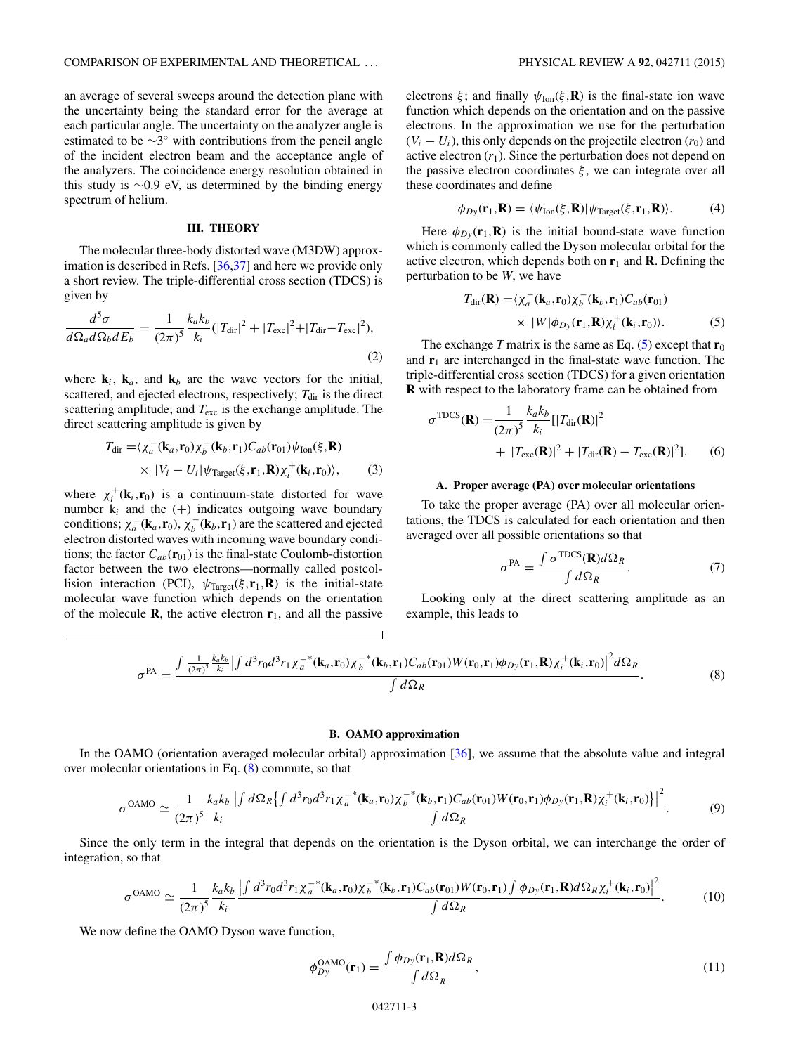an average of several sweeps around the detection plane with the uncertainty being the standard error for the average at each particular angle. The uncertainty on the analyzer angle is estimated to be $\sim 3^\circ$ with contributions from the pencil angle of the incident electron beam and the acceptance angle of the analyzers. The coincidence energy resolution obtained in this study is $\sim 0.9$ eV, as determined by the binding energy spectrum of helium.

## III. THEORY

The molecular three-body distorted wave (M3DW) approximation is described in Refs. [36,37] and here we provide only a short review. The triple-differential cross section (TDCS) is given by

$$\frac{d^5\sigma}{d\Omega_a d\Omega_b dE_b} = \frac{1}{(2\pi)^5}\frac{k_a k_b}{k_i}(|T_{\text{dir}}|^2 + |T_{\text{exc}}|^2 + |T_{\text{dir}} - T_{\text{exc}}|^2), \tag{2}$$

where $\mathbf{k}_i$, $\mathbf{k}_a$, and $\mathbf{k}_b$ are the wave vectors for the initial, scattered, and ejected electrons, respectively; $T_{\text{dir}}$ is the direct scattering amplitude; and $T_{\text{exc}}$ is the exchange amplitude. The direct scattering amplitude is given by

$$\begin{aligned} T_{\text{dir}} = &\langle \chi_a^-(\mathbf{k}_a,\mathbf{r}_0)\chi_b^-(\mathbf{k}_b,\mathbf{r}_1)C_{ab}(\mathbf{r}_{01})\psi_{\text{Ion}}(\xi,\mathbf{R}) \\ &\times |V_i - U_i|\psi_{\text{Target}}(\xi,\mathbf{r}_1,\mathbf{R})\chi_i^+(\mathbf{k}_i,\mathbf{r}_0)\rangle, \end{aligned} \tag{3}$$

where $\chi_i^+(\mathbf{k}_i,\mathbf{r}_0)$ is a continuum-state distorted for wave number $k_i$ and the (+) indicates outgoing wave boundary conditions; $\chi_a^-(\mathbf{k}_a,\mathbf{r}_0)$, $\chi_b^-(\mathbf{k}_b,\mathbf{r}_1)$ are the scattered and ejected electron distorted waves with incoming wave boundary conditions; the factor $C_{ab}(\mathbf{r}_{01})$ is the final-state Coulomb-distortion factor between the two electrons—normally called postcollision interaction (PCI), $\psi_{\text{Target}}(\xi,\mathbf{r}_1,\mathbf{R})$ is the initial-state molecular wave function which depends on the orientation of the molecule $\mathbf{R}$, the active electron $\mathbf{r}_1$, and all the passive electrons $\xi$; and finally $\psi_{\text{Ion}}(\xi,\mathbf{R})$ is the final-state ion wave function which depends on the orientation and on the passive electrons. In the approximation we use for the perturbation $(V_i - U_i)$, this only depends on the projectile electron $(r_0)$ and active electron $(r_1)$. Since the perturbation does not depend on the passive electron coordinates $\xi$, we can integrate over all these coordinates and define

$$\phi_{Dy}(\mathbf{r}_1,\mathbf{R}) = \langle \psi_{\text{Ion}}(\xi,\mathbf{R})|\psi_{\text{Target}}(\xi,\mathbf{r}_1,\mathbf{R})\rangle. \tag{4}$$

Here $\phi_{Dy}(\mathbf{r}_1,\mathbf{R})$ is the initial bound-state wave function which is commonly called the Dyson molecular orbital for the active electron, which depends both on $\mathbf{r}_1$ and $\mathbf{R}$. Defining the perturbation to be $W$, we have

$$\begin{aligned} T_{\text{dir}}(\mathbf{R}) = &\langle \chi_a^-(\mathbf{k}_a,\mathbf{r}_0)\chi_b^-(\mathbf{k}_b,\mathbf{r}_1)C_{ab}(\mathbf{r}_{01}) \\ &\times |W|\phi_{Dy}(\mathbf{r}_1,\mathbf{R})\chi_i^+(\mathbf{k}_i,\mathbf{r}_0)\rangle. \end{aligned} \tag{5}$$

The exchange $T$ matrix is the same as Eq. (5) except that $\mathbf{r}_0$ and $\mathbf{r}_1$ are interchanged in the final-state wave function. The triple-differential cross section (TDCS) for a given orientation $\mathbf{R}$ with respect to the laboratory frame can be obtained from

$$\begin{aligned} \sigma^{\text{TDCS}}(\mathbf{R}) = &\frac{1}{(2\pi)^5}\frac{k_a k_b}{k_i}[|T_{\text{dir}}(\mathbf{R})|^2 \\ &+ |T_{\text{exc}}(\mathbf{R})|^2 + |T_{\text{dir}}(\mathbf{R}) - T_{\text{exc}}(\mathbf{R})|^2]. \end{aligned} \tag{6}$$

### A. Proper average (PA) over molecular orientations

To take the proper average (PA) over all molecular orientations, the TDCS is calculated for each orientation and then averaged over all possible orientations so that

$$\sigma^{\text{PA}} = \frac{\int \sigma^{\text{TDCS}}(\mathbf{R})d\Omega_R}{\int d\Omega_R}. \tag{7}$$

Looking only at the direct scattering amplitude as an example, this leads to

$$\sigma^{\text{PA}} = \frac{\int \frac{1}{(2\pi)^5}\frac{k_a k_b}{k_i}\left|\int d^3r_0 d^3r_1 \chi_a^{-*}(\mathbf{k}_a,\mathbf{r}_0)\chi_b^{-*}(\mathbf{k}_b,\mathbf{r}_1)C_{ab}(\mathbf{r}_{01})W(\mathbf{r}_0,\mathbf{r}_1)\phi_{Dy}(\mathbf{r}_1,\mathbf{R})\chi_i^+(\mathbf{k}_i,\mathbf{r}_0)\right|^2 d\Omega_R}{\int d\Omega_R}. \tag{8}$$

### B. OAMO approximation

In the OAMO (orientation averaged molecular orbital) approximation [36], we assume that the absolute value and integral over molecular orientations in Eq. (8) commute, so that

$$\sigma^{\text{OAMO}} \simeq \frac{1}{(2\pi)^5}\frac{k_a k_b}{k_i}\frac{\left|\int d\Omega_R\left\{\int d^3r_0 d^3r_1 \chi_a^{-*}(\mathbf{k}_a,\mathbf{r}_0)\chi_b^{-*}(\mathbf{k}_b,\mathbf{r}_1)C_{ab}(\mathbf{r}_{01})W(\mathbf{r}_0,\mathbf{r}_1)\phi_{Dy}(\mathbf{r}_1,\mathbf{R})\chi_i^+(\mathbf{k}_i,\mathbf{r}_0)\right\}\right|^2}{\int d\Omega_R}. \tag{9}$$

Since the only term in the integral that depends on the orientation is the Dyson orbital, we can interchange the order of integration, so that

$$\sigma^{\text{OAMO}} \simeq \frac{1}{(2\pi)^5}\frac{k_a k_b}{k_i}\frac{\left|\int d^3r_0 d^3r_1 \chi_a^{-*}(\mathbf{k}_a,\mathbf{r}_0)\chi_b^{-*}(\mathbf{k}_b,\mathbf{r}_1)C_{ab}(\mathbf{r}_{01})W(\mathbf{r}_0,\mathbf{r}_1)\int \phi_{Dy}(\mathbf{r}_1,\mathbf{R})d\Omega_R \chi_i^+(\mathbf{k}_i,\mathbf{r}_0)\right|^2}{\int d\Omega_R}. \tag{10}$$

We now define the OAMO Dyson wave function,

$$\phi_{Dy}^{\text{OAMO}}(\mathbf{r}_1) = \frac{\int \phi_{Dy}(\mathbf{r}_1,\mathbf{R})d\Omega_R}{\int d\Omega_R}, \tag{11}$$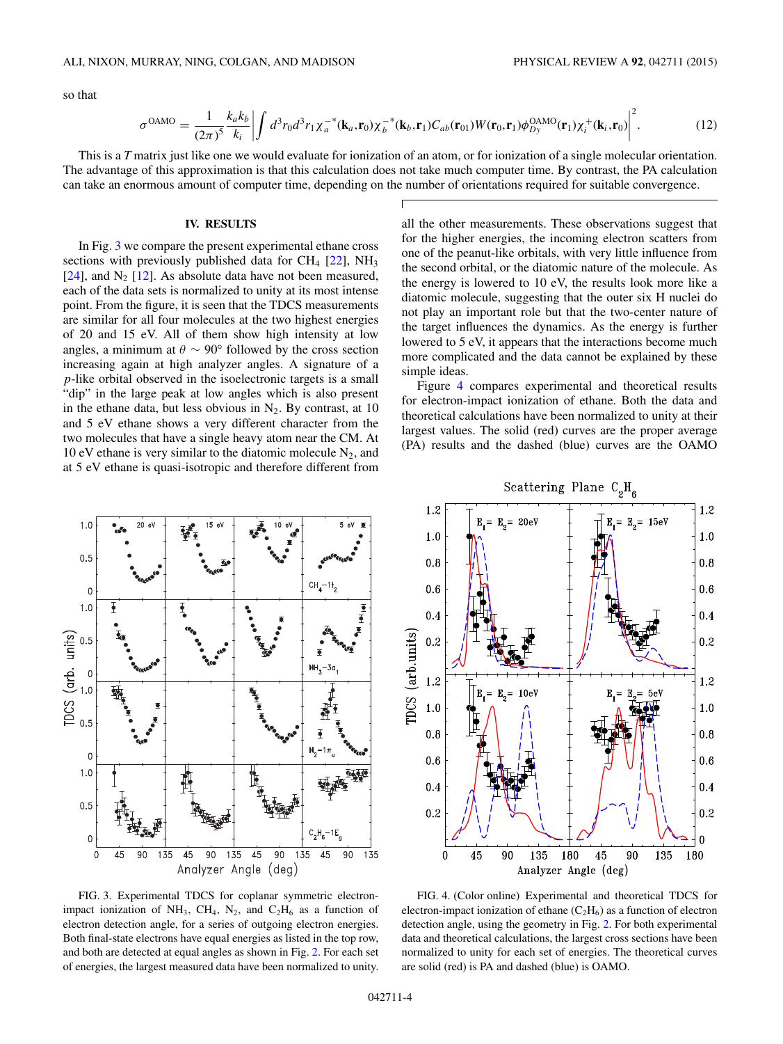so that

$$\sigma^{\mathrm{OAMO}} = \frac{1}{(2\pi)^5}\frac{k_a k_b}{k_i}\left|\int d^3 r_0 d^3 r_1 \chi_a^{-*}(\mathbf{k}_a,\mathbf{r}_0)\chi_b^{-*}(\mathbf{k}_b,\mathbf{r}_1)C_{ab}(\mathbf{r}_{01})W(\mathbf{r}_0,\mathbf{r}_1)\phi_{Dy}^{\mathrm{OAMO}}(\mathbf{r}_1)\chi_i^{+}(\mathbf{k}_i,\mathbf{r}_0)\right|^2. \tag{12}$$

This is a $T$ matrix just like one we would evaluate for ionization of an atom, or for ionization of a single molecular orientation. The advantage of this approximation is that this calculation does not take much computer time. By contrast, the PA calculation can take an enormous amount of computer time, depending on the number of orientations required for suitable convergence.

## IV. RESULTS

In Fig. 3 we compare the present experimental ethane cross sections with previously published data for $CH_4$ [22], $NH_3$ [24], and $N_2$ [12]. As absolute data have not been measured, each of the data sets is normalized to unity at its most intense point. From the figure, it is seen that the TDCS measurements are similar for all four molecules at the two highest energies of 20 and 15 eV. All of them show high intensity at low angles, a minimum at $\theta \sim 90°$ followed by the cross section increasing again at high analyzer angles. A signature of a $p$-like orbital observed in the isoelectronic targets is a small "dip" in the large peak at low angles which is also present in the ethane data, but less obvious in $N_2$. By contrast, at 10 and 5 eV ethane shows a very different character from the two molecules that have a single heavy atom near the CM. At 10 eV ethane is very similar to the diatomic molecule $N_2$, and at 5 eV ethane is quasi-isotropic and therefore different from all the other measurements. These observations suggest that for the higher energies, the incoming electron scatters from one of the peanut-like orbitals, with very little influence from the second orbital, or the diatomic nature of the molecule. As the energy is lowered to 10 eV, the results look more like a diatomic molecule, suggesting that the outer six H nuclei do not play an important role but that the two-center nature of the target influences the dynamics. As the energy is further lowered to 5 eV, it appears that the interactions become much more complicated and the data cannot be explained by these simple ideas.

Figure 4 compares experimental and theoretical results for electron-impact ionization of ethane. Both the data and theoretical calculations have been normalized to unity at their largest values. The solid (red) curves are the proper average (PA) results and the dashed (blue) curves are the OAMO

FIG. 3. Experimental TDCS for coplanar symmetric electron-impact ionization of $NH_3$, $CH_4$, $N_2$, and $C_2H_6$ as a function of electron detection angle, for a series of outgoing electron energies. Both final-state electrons have equal energies as listed in the top row, and both are detected at equal angles as shown in Fig. 2. For each set of energies, the largest measured data have been normalized to unity.

FIG. 4. (Color online) Experimental and theoretical TDCS for electron-impact ionization of ethane ($C_2H_6$) as a function of electron detection angle, using the geometry in Fig. 2. For both experimental data and theoretical calculations, the largest cross sections have been normalized to unity for each set of energies. The theoretical curves are solid (red) is PA and dashed (blue) is OAMO.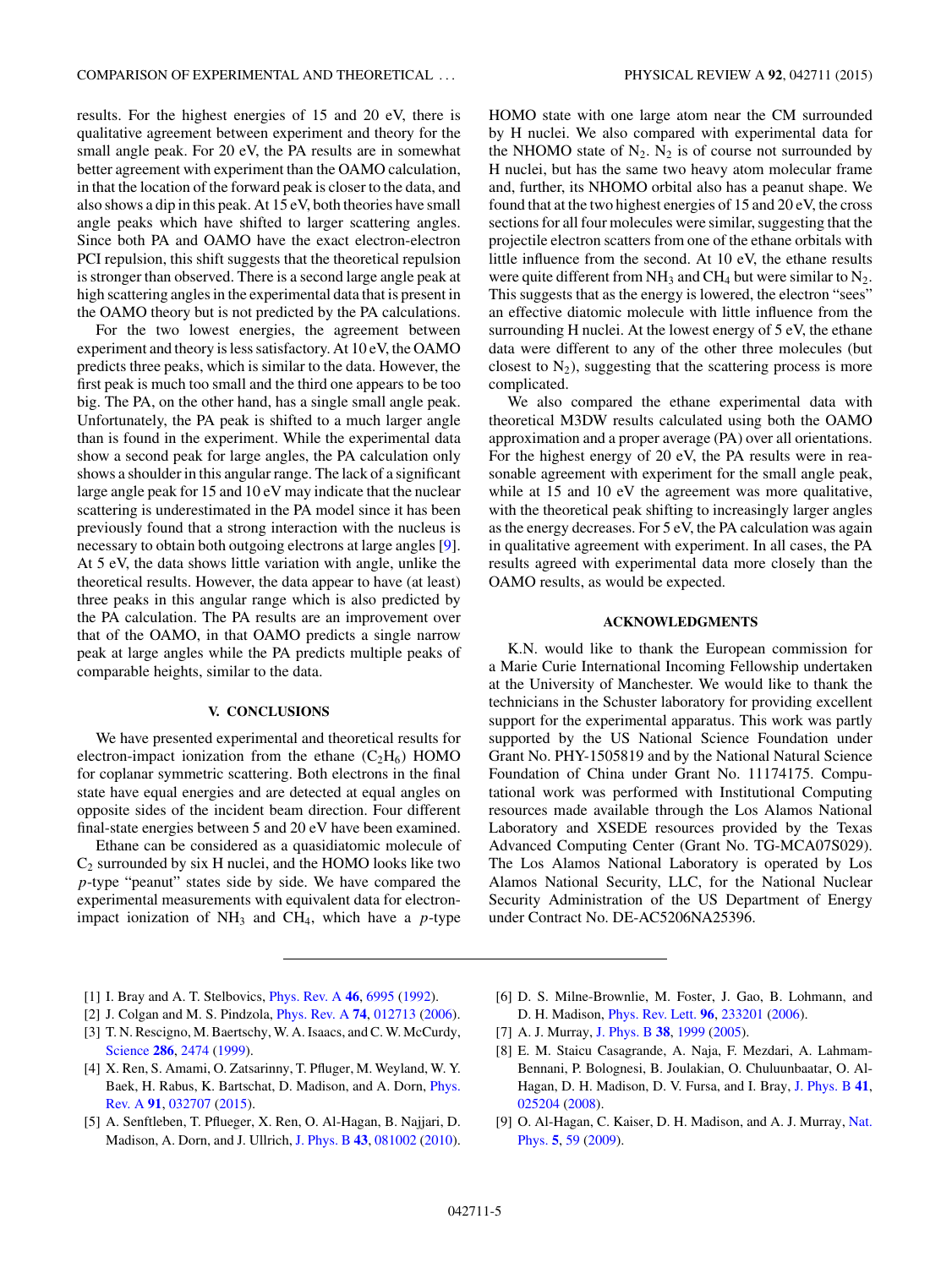results. For the highest energies of 15 and 20 eV, there is qualitative agreement between experiment and theory for the small angle peak. For 20 eV, the PA results are in somewhat better agreement with experiment than the OAMO calculation, in that the location of the forward peak is closer to the data, and also shows a dip in this peak. At 15 eV, both theories have small angle peaks which have shifted to larger scattering angles. Since both PA and OAMO have the exact electron-electron PCI repulsion, this shift suggests that the theoretical repulsion is stronger than observed. There is a second large angle peak at high scattering angles in the experimental data that is present in the OAMO theory but is not predicted by the PA calculations.

For the two lowest energies, the agreement between experiment and theory is less satisfactory. At 10 eV, the OAMO predicts three peaks, which is similar to the data. However, the first peak is much too small and the third one appears to be too big. The PA, on the other hand, has a single small angle peak. Unfortunately, the PA peak is shifted to a much larger angle than is found in the experiment. While the experimental data show a second peak for large angles, the PA calculation only shows a shoulder in this angular range. The lack of a significant large angle peak for 15 and 10 eV may indicate that the nuclear scattering is underestimated in the PA model since it has been previously found that a strong interaction with the nucleus is necessary to obtain both outgoing electrons at large angles [9]. At 5 eV, the data shows little variation with angle, unlike the theoretical results. However, the data appear to have (at least) three peaks in this angular range which is also predicted by the PA calculation. The PA results are an improvement over that of the OAMO, in that OAMO predicts a single narrow peak at large angles while the PA predicts multiple peaks of comparable heights, similar to the data.

## V. CONCLUSIONS

We have presented experimental and theoretical results for electron-impact ionization from the ethane ($C_2H_6$) HOMO for coplanar symmetric scattering. Both electrons in the final state have equal energies and are detected at equal angles on opposite sides of the incident beam direction. Four different final-state energies between 5 and 20 eV have been examined.

Ethane can be considered as a quasidiatomic molecule of $C_2$ surrounded by six H nuclei, and the HOMO looks like two $p$-type "peanut" states side by side. We have compared the experimental measurements with equivalent data for electron-impact ionization of $NH_3$ and $CH_4$, which have a $p$-type HOMO state with one large atom near the CM surrounded by H nuclei. We also compared with experimental data for the NHOMO state of $N_2$. $N_2$ is of course not surrounded by H nuclei, but has the same two heavy atom molecular frame and, further, its NHOMO orbital also has a peanut shape. We found that at the two highest energies of 15 and 20 eV, the cross sections for all four molecules were similar, suggesting that the projectile electron scatters from one of the ethane orbitals with little influence from the second. At 10 eV, the ethane results were quite different from $NH_3$ and $CH_4$ but were similar to $N_2$. This suggests that as the energy is lowered, the electron "sees" an effective diatomic molecule with little influence from the surrounding H nuclei. At the lowest energy of 5 eV, the ethane data were different to any of the other three molecules (but closest to $N_2$), suggesting that the scattering process is more complicated.

We also compared the ethane experimental data with theoretical M3DW results calculated using both the OAMO approximation and a proper average (PA) over all orientations. For the highest energy of 20 eV, the PA results were in reasonable agreement with experiment for the small angle peak, while at 15 and 10 eV the agreement was more qualitative, with the theoretical peak shifting to increasingly larger angles as the energy decreases. For 5 eV, the PA calculation was again in qualitative agreement with experiment. In all cases, the PA results agreed with experimental data more closely than the OAMO results, as would be expected.

## ACKNOWLEDGMENTS

K.N. would like to thank the European commission for a Marie Curie International Incoming Fellowship undertaken at the University of Manchester. We would like to thank the technicians in the Schuster laboratory for providing excellent support for the experimental apparatus. This work was partly supported by the US National Science Foundation under Grant No. PHY-1505819 and by the National Natural Science Foundation of China under Grant No. 11174175. Computational work was performed with Institutional Computing resources made available through the Los Alamos National Laboratory and XSEDE resources provided by the Texas Advanced Computing Center (Grant No. TG-MCA07S029). The Los Alamos National Laboratory is operated by Los Alamos National Security, LLC, for the National Nuclear Security Administration of the US Department of Energy under Contract No. DE-AC5206NA25396.

---

[1] I. Bray and A. T. Stelbovics, Phys. Rev. A **46**, 6995 (1992).

[2] J. Colgan and M. S. Pindzola, Phys. Rev. A **74**, 012713 (2006).

[3] T. N. Rescigno, M. Baertschy, W. A. Isaacs, and C. W. McCurdy, Science **286**, 2474 (1999).

[4] X. Ren, S. Amami, O. Zatsarinny, T. Pfluger, M. Weyland, W. Y. Baek, H. Rabus, K. Bartschat, D. Madison, and A. Dorn, Phys. Rev. A **91**, 032707 (2015).

[5] A. Senftleben, T. Pflueger, X. Ren, O. Al-Hagan, B. Najjari, D. Madison, A. Dorn, and J. Ullrich, J. Phys. B **43**, 081002 (2010).

[6] D. S. Milne-Brownlie, M. Foster, J. Gao, B. Lohmann, and D. H. Madison, Phys. Rev. Lett. **96**, 233201 (2006).

[7] A. J. Murray, J. Phys. B **38**, 1999 (2005).

[8] E. M. Staicu Casagrande, A. Naja, F. Mezdari, A. Lahmam-Bennani, P. Bolognesi, B. Joulakian, O. Chuluunbaatar, O. Al-Hagan, D. H. Madison, D. V. Fursa, and I. Bray, J. Phys. B **41**, 025204 (2008).

[9] O. Al-Hagan, C. Kaiser, D. H. Madison, and A. J. Murray, Nat. Phys. **5**, 59 (2009).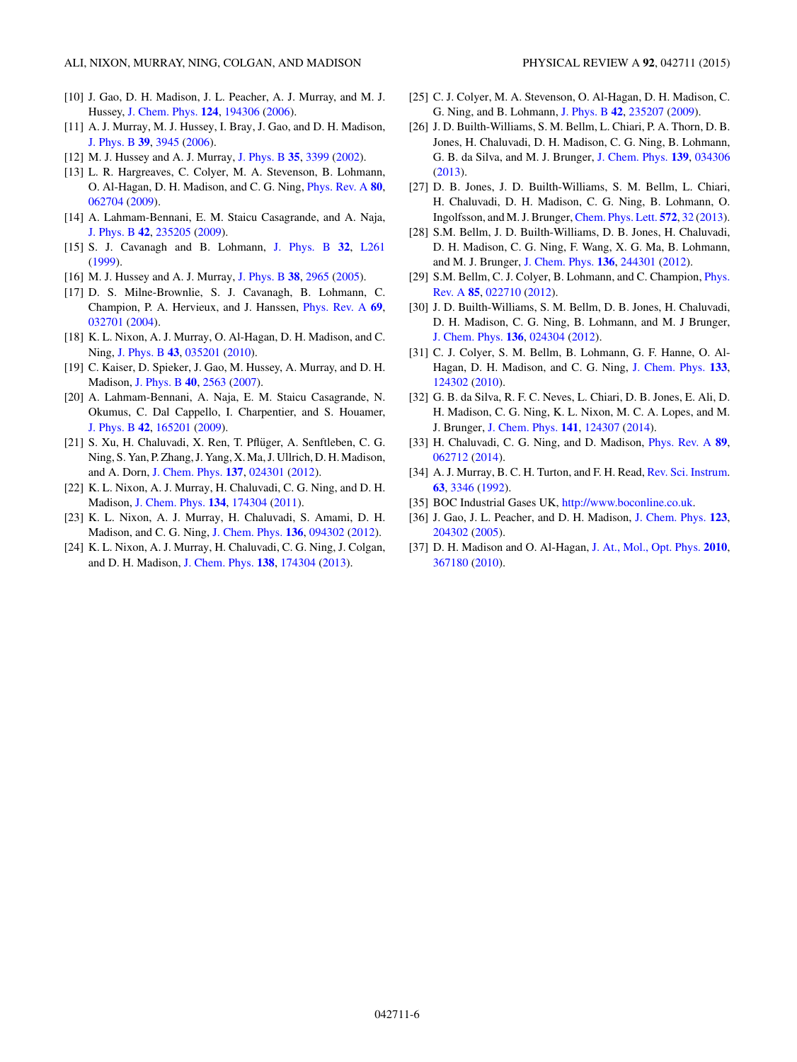[10] J. Gao, D. H. Madison, J. L. Peacher, A. J. Murray, and M. J. Hussey, J. Chem. Phys. **124**, 194306 (2006).

[11] A. J. Murray, M. J. Hussey, I. Bray, J. Gao, and D. H. Madison, J. Phys. B **39**, 3945 (2006).

[12] M. J. Hussey and A. J. Murray, J. Phys. B **35**, 3399 (2002).

[13] L. R. Hargreaves, C. Colyer, M. A. Stevenson, B. Lohmann, O. Al-Hagan, D. H. Madison, and C. G. Ning, Phys. Rev. A **80**, 062704 (2009).

[14] A. Lahmam-Bennani, E. M. Staicu Casagrande, and A. Naja, J. Phys. B **42**, 235205 (2009).

[15] S. J. Cavanagh and B. Lohmann, J. Phys. B **32**, L261 (1999).

[16] M. J. Hussey and A. J. Murray, J. Phys. B **38**, 2965 (2005).

[17] D. S. Milne-Brownlie, S. J. Cavanagh, B. Lohmann, C. Champion, P. A. Hervieux, and J. Hanssen, Phys. Rev. A **69**, 032701 (2004).

[18] K. L. Nixon, A. J. Murray, O. Al-Hagan, D. H. Madison, and C. Ning, J. Phys. B **43**, 035201 (2010).

[19] C. Kaiser, D. Spieker, J. Gao, M. Hussey, A. Murray, and D. H. Madison, J. Phys. B **40**, 2563 (2007).

[20] A. Lahmam-Bennani, A. Naja, E. M. Staicu Casagrande, N. Okumus, C. Dal Cappello, I. Charpentier, and S. Houamer, J. Phys. B **42**, 165201 (2009).

[21] S. Xu, H. Chaluvadi, X. Ren, T. Pflüger, A. Senftleben, C. G. Ning, S. Yan, P. Zhang, J. Yang, X. Ma, J. Ullrich, D. H. Madison, and A. Dorn, J. Chem. Phys. **137**, 024301 (2012).

[22] K. L. Nixon, A. J. Murray, H. Chaluvadi, C. G. Ning, and D. H. Madison, J. Chem. Phys. **134**, 174304 (2011).

[23] K. L. Nixon, A. J. Murray, H. Chaluvadi, S. Amami, D. H. Madison, and C. G. Ning, J. Chem. Phys. **136**, 094302 (2012).

[24] K. L. Nixon, A. J. Murray, H. Chaluvadi, C. G. Ning, J. Colgan, and D. H. Madison, J. Chem. Phys. **138**, 174304 (2013).

[25] C. J. Colyer, M. A. Stevenson, O. Al-Hagan, D. H. Madison, C. G. Ning, and B. Lohmann, J. Phys. B **42**, 235207 (2009).

[26] J. D. Builth-Williams, S. M. Bellm, L. Chiari, P. A. Thorn, D. B. Jones, H. Chaluvadi, D. H. Madison, C. G. Ning, B. Lohmann, G. B. da Silva, and M. J. Brunger, J. Chem. Phys. **139**, 034306 (2013).

[27] D. B. Jones, J. D. Builth-Williams, S. M. Bellm, L. Chiari, H. Chaluvadi, D. H. Madison, C. G. Ning, B. Lohmann, O. Ingolfsson, and M. J. Brunger, Chem. Phys. Lett. **572**, 32 (2013).

[28] S.M. Bellm, J. D. Builth-Williams, D. B. Jones, H. Chaluvadi, D. H. Madison, C. G. Ning, F. Wang, X. G. Ma, B. Lohmann, and M. J. Brunger, J. Chem. Phys. **136**, 244301 (2012).

[29] S.M. Bellm, C. J. Colyer, B. Lohmann, and C. Champion, Phys. Rev. A **85**, 022710 (2012).

[30] J. D. Builth-Williams, S. M. Bellm, D. B. Jones, H. Chaluvadi, D. H. Madison, C. G. Ning, B. Lohmann, and M. J Brunger, J. Chem. Phys. **136**, 024304 (2012).

[31] C. J. Colyer, S. M. Bellm, B. Lohmann, G. F. Hanne, O. Al-Hagan, D. H. Madison, and C. G. Ning, J. Chem. Phys. **133**, 124302 (2010).

[32] G. B. da Silva, R. F. C. Neves, L. Chiari, D. B. Jones, E. Ali, D. H. Madison, C. G. Ning, K. L. Nixon, M. C. A. Lopes, and M. J. Brunger, J. Chem. Phys. **141**, 124307 (2014).

[33] H. Chaluvadi, C. G. Ning, and D. Madison, Phys. Rev. A **89**, 062712 (2014).

[34] A. J. Murray, B. C. H. Turton, and F. H. Read, Rev. Sci. Instrum. **63**, 3346 (1992).

[35] BOC Industrial Gases UK, http://www.boconline.co.uk.

[36] J. Gao, J. L. Peacher, and D. H. Madison, J. Chem. Phys. **123**, 204302 (2005).

[37] D. H. Madison and O. Al-Hagan, J. At., Mol., Opt. Phys. **2010**, 367180 (2010).